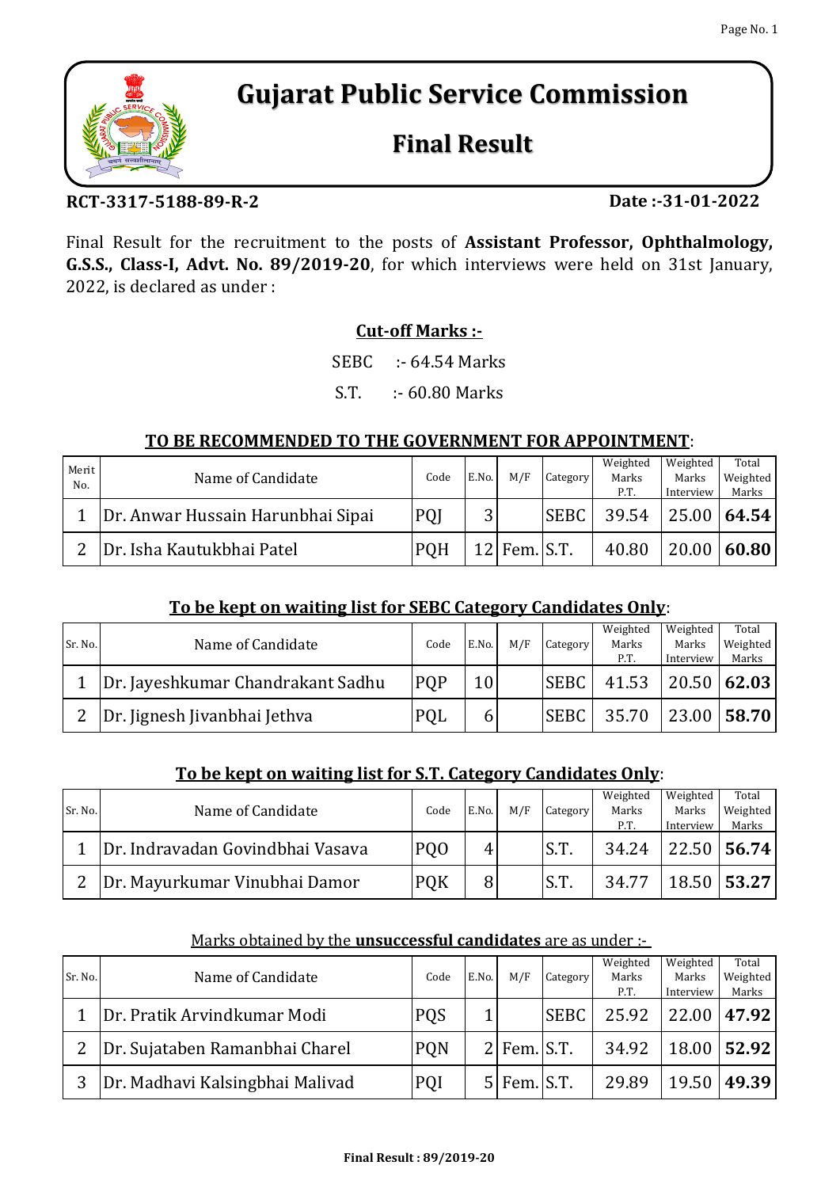# Gujarat Public Service Commission

## Final Result

**RCT-3317-5188-89-R-2** **Date :-31-01-2022**

Final Result for the recruitment to the posts of **Assistant Professor, Ophthalmology, G.S.S., Class-I, Advt. No. 89/2019-20**, for which interviews were held on 31st January, 2022, is declared as under :

**Cut-off Marks :-**

SEBC :- 64.54 Marks

S.T. :- 60.80 Marks

**TO BE RECOMMENDED TO THE GOVERNMENT FOR APPOINTMENT**:

| Merit No. | Name of Candidate | Code | E.No. | M/F | Category | Weighted Marks P.T. | Weighted Marks Interview | Total Weighted Marks |
|---|---|---|---|---|---|---|---|---|
| 1 | Dr. Anwar Hussain Harunbhai Sipai | PQJ | 3 | | SEBC | 39.54 | 25.00 | **64.54** |
| 2 | Dr. Isha Kautukbhai Patel | PQH | 12 | Fem. | S.T. | 40.80 | 20.00 | **60.80** |

**To be kept on waiting list for SEBC Category Candidates Only**:

| Sr. No. | Name of Candidate | Code | E.No. | M/F | Category | Weighted Marks P.T. | Weighted Marks Interview | Total Weighted Marks |
|---|---|---|---|---|---|---|---|---|
| 1 | Dr. Jayeshkumar Chandrakant Sadhu | PQP | 10 | | SEBC | 41.53 | 20.50 | **62.03** |
| 2 | Dr. Jignesh Jivanbhai Jethva | PQL | 6 | | SEBC | 35.70 | 23.00 | **58.70** |

**To be kept on waiting list for S.T. Category Candidates Only**:

| Sr. No. | Name of Candidate | Code | E.No. | M/F | Category | Weighted Marks P.T. | Weighted Marks Interview | Total Weighted Marks |
|---|---|---|---|---|---|---|---|---|
| 1 | Dr. Indravadan Govindbhai Vasava | PQO | 4 | | S.T. | 34.24 | 22.50 | **56.74** |
| 2 | Dr. Mayurkumar Vinubhai Damor | PQK | 8 | | S.T. | 34.77 | 18.50 | **53.27** |

Marks obtained by the **unsuccessful candidates** are as under :-

| Sr. No. | Name of Candidate | Code | E.No. | M/F | Category | Weighted Marks P.T. | Weighted Marks Interview | Total Weighted Marks |
|---|---|---|---|---|---|---|---|---|
| 1 | Dr. Pratik Arvindkumar Modi | PQS | 1 | | SEBC | 25.92 | 22.00 | **47.92** |
| 2 | Dr. Sujataben Ramanbhai Charel | PQN | 2 | Fem. | S.T. | 34.92 | 18.00 | **52.92** |
| 3 | Dr. Madhavi Kalsingbhai Malivad | PQI | 5 | Fem. | S.T. | 29.89 | 19.50 | **49.39** |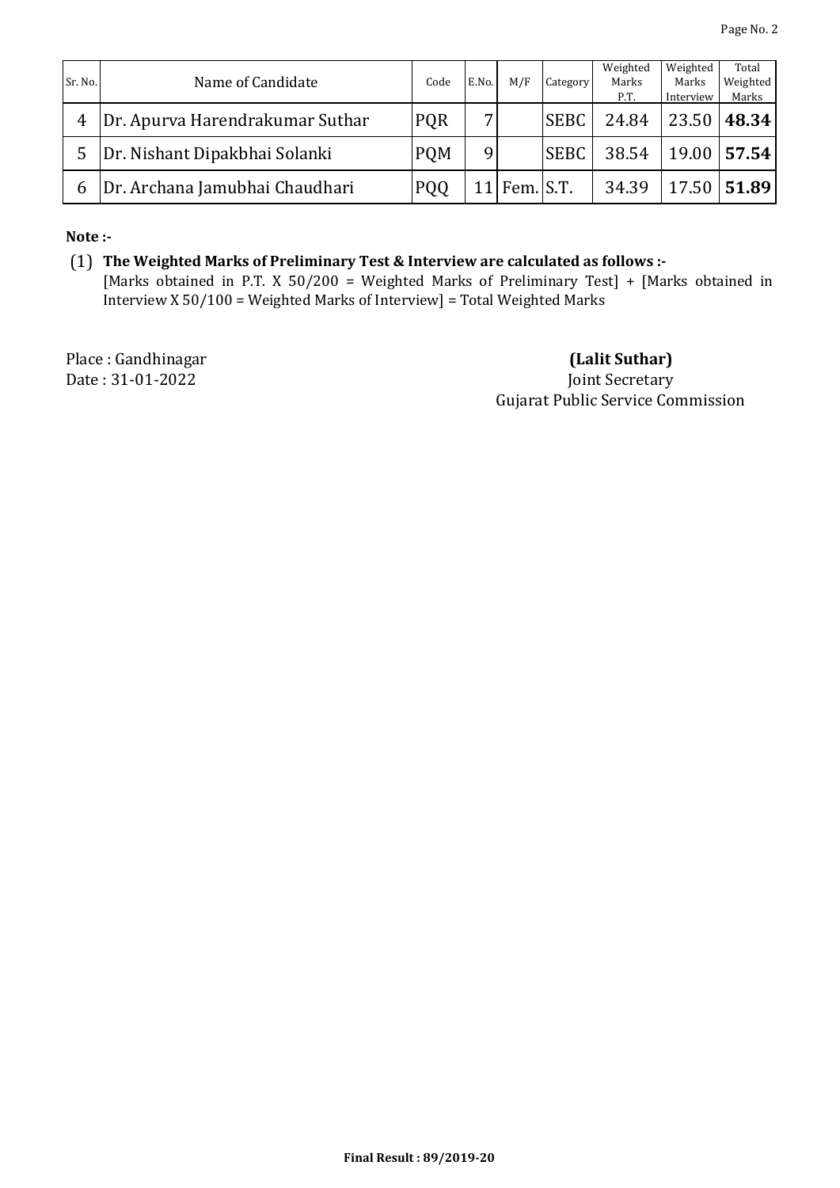| Sr. No. | Name of Candidate | Code | E.No. | M/F | Category | Weighted Marks P.T. | Weighted Marks Interview | Total Weighted Marks |
|---|---|---|---|---|---|---|---|---|
| 4 | Dr. Apurva Harendrakumar Suthar | PQR | 7 | | SEBC | 24.84 | 23.50 | **48.34** |
| 5 | Dr. Nishant Dipakbhai Solanki | PQM | 9 | | SEBC | 38.54 | 19.00 | **57.54** |
| 6 | Dr. Archana Jamubhai Chaudhari | PQQ | 11 | Fem. | S.T. | 34.39 | 17.50 | **51.89** |

**Note :-**

(1) **The Weighted Marks of Preliminary Test & Interview are calculated as follows :-**
[Marks obtained in P.T. X 50/200 = Weighted Marks of Preliminary Test] + [Marks obtained in Interview X 50/100 = Weighted Marks of Interview] = Total Weighted Marks

Place : Gandhinagar
Date : 31-01-2022

**(Lalit Suthar)**
Joint Secretary
Gujarat Public Service Commission

**Final Result : 89/2019-20**